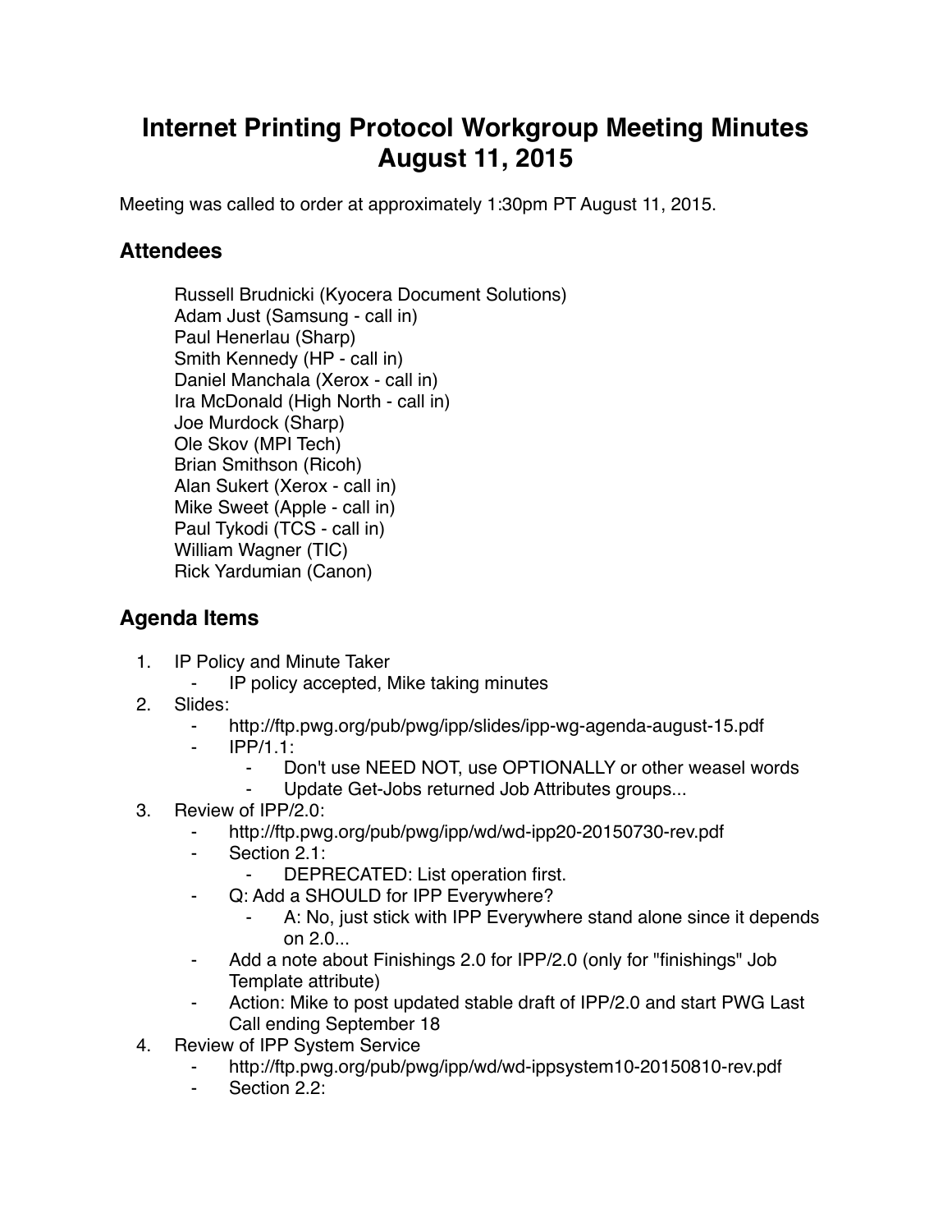# Internet Printing Protocol Workgroup Meeting Minutes
# August 11, 2015

Meeting was called to order at approximately 1:30pm PT August 11, 2015.

## Attendees

Russell Brudnicki (Kyocera Document Solutions)
Adam Just (Samsung - call in)
Paul Henerlau (Sharp)
Smith Kennedy (HP - call in)
Daniel Manchala (Xerox - call in)
Ira McDonald (High North - call in)
Joe Murdock (Sharp)
Ole Skov (MPI Tech)
Brian Smithson (Ricoh)
Alan Sukert (Xerox - call in)
Mike Sweet (Apple - call in)
Paul Tykodi (TCS - call in)
William Wagner (TIC)
Rick Yardumian (Canon)

## Agenda Items

1. IP Policy and Minute Taker
    - IP policy accepted, Mike taking minutes
2. Slides:
    - http://ftp.pwg.org/pub/pwg/ipp/slides/ipp-wg-agenda-august-15.pdf
    - IPP/1.1:
        - Don't use NEED NOT, use OPTIONALLY or other weasel words
        - Update Get-Jobs returned Job Attributes groups...
3. Review of IPP/2.0:
    - http://ftp.pwg.org/pub/pwg/ipp/wd/wd-ipp20-20150730-rev.pdf
    - Section 2.1:
        - DEPRECATED: List operation first.
    - Q: Add a SHOULD for IPP Everywhere?
        - A: No, just stick with IPP Everywhere stand alone since it depends on 2.0...
    - Add a note about Finishings 2.0 for IPP/2.0 (only for "finishings" Job Template attribute)
    - Action: Mike to post updated stable draft of IPP/2.0 and start PWG Last Call ending September 18
4. Review of IPP System Service
    - http://ftp.pwg.org/pub/pwg/ipp/wd/wd-ippsystem10-20150810-rev.pdf
    - Section 2.2: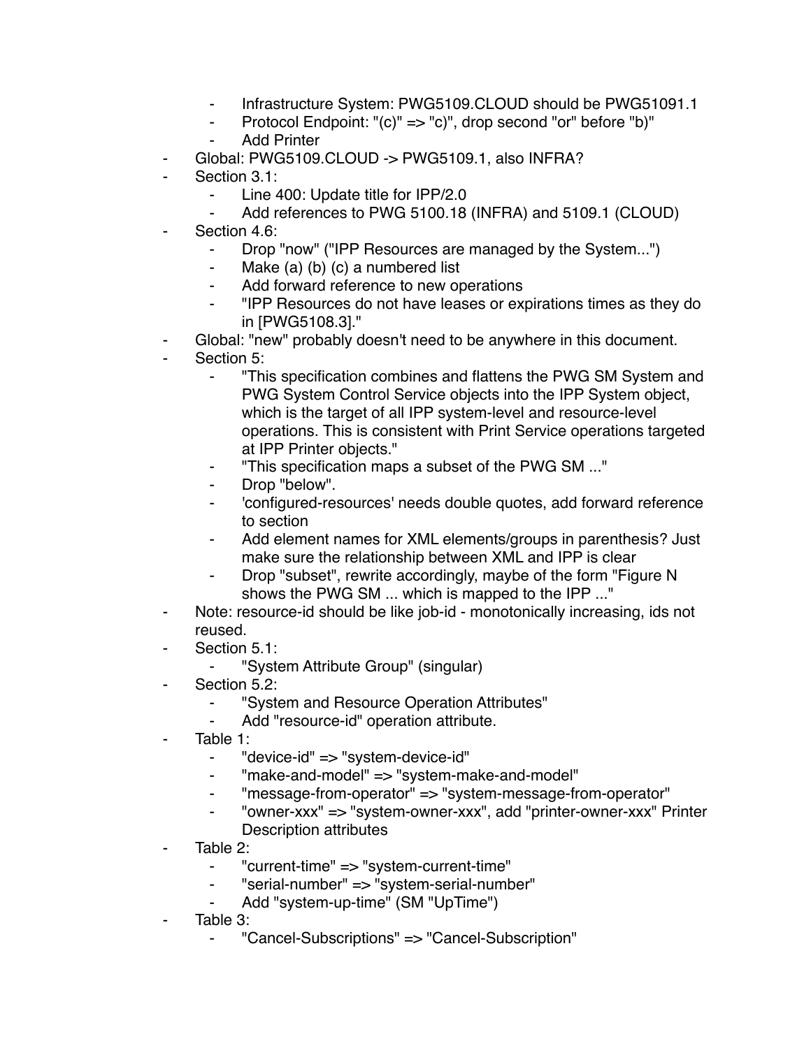- Infrastructure System: PWG5109.CLOUD should be PWG51091.1
    - Protocol Endpoint: "(c)" => "c)", drop second "or" before "b)"
    - Add Printer
- Global: PWG5109.CLOUD -> PWG5109.1, also INFRA?
- Section 3.1:
    - Line 400: Update title for IPP/2.0
    - Add references to PWG 5100.18 (INFRA) and 5109.1 (CLOUD)
- Section 4.6:
    - Drop "now" ("IPP Resources are managed by the System...")
    - Make (a) (b) (c) a numbered list
    - Add forward reference to new operations
    - "IPP Resources do not have leases or expirations times as they do in [PWG5108.3]."
- Global: "new" probably doesn't need to be anywhere in this document.
- Section 5:
    - "This specification combines and flattens the PWG SM System and PWG System Control Service objects into the IPP System object, which is the target of all IPP system-level and resource-level operations. This is consistent with Print Service operations targeted at IPP Printer objects."
    - "This specification maps a subset of the PWG SM ..."
    - Drop "below".
    - 'configured-resources' needs double quotes, add forward reference to section
    - Add element names for XML elements/groups in parenthesis? Just make sure the relationship between XML and IPP is clear
    - Drop "subset", rewrite accordingly, maybe of the form "Figure N shows the PWG SM ... which is mapped to the IPP ..."
- Note: resource-id should be like job-id - monotonically increasing, ids not reused.
- Section 5.1:
    - "System Attribute Group" (singular)
- Section 5.2:
    - "System and Resource Operation Attributes"
    - Add "resource-id" operation attribute.
- Table 1:
    - "device-id" => "system-device-id"
    - "make-and-model" => "system-make-and-model"
    - "message-from-operator" => "system-message-from-operator"
    - "owner-xxx" => "system-owner-xxx", add "printer-owner-xxx" Printer Description attributes
- Table 2:
    - "current-time" => "system-current-time"
    - "serial-number" => "system-serial-number"
    - Add "system-up-time" (SM "UpTime")
- Table 3:
    - "Cancel-Subscriptions" => "Cancel-Subscription"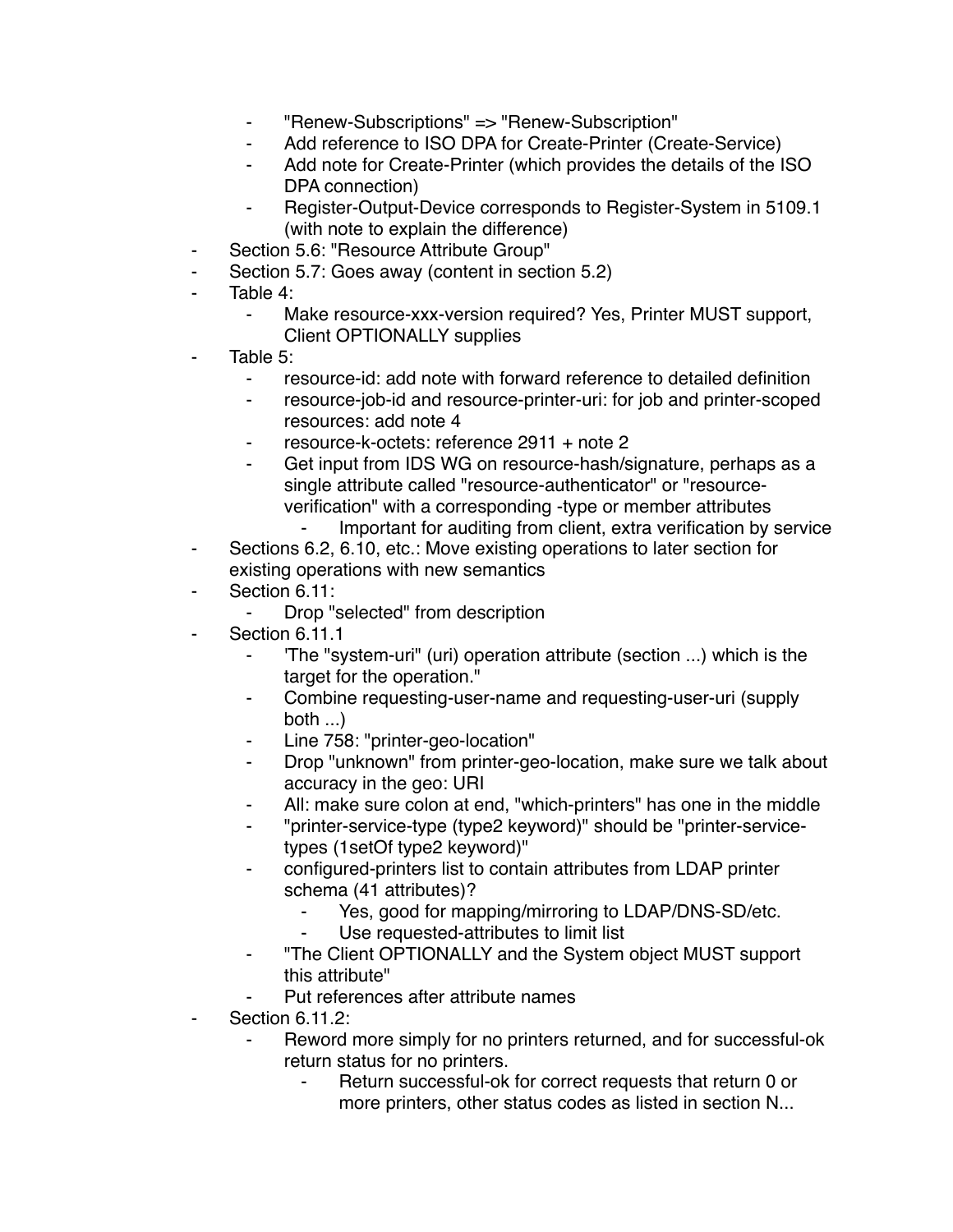- "Renew-Subscriptions" => "Renew-Subscription"
    - Add reference to ISO DPA for Create-Printer (Create-Service)
    - Add note for Create-Printer (which provides the details of the ISO DPA connection)
    - Register-Output-Device corresponds to Register-System in 5109.1 (with note to explain the difference)
- Section 5.6: "Resource Attribute Group"
- Section 5.7: Goes away (content in section 5.2)
- Table 4:
    - Make resource-xxx-version required? Yes, Printer MUST support, Client OPTIONALLY supplies
- Table 5:
    - resource-id: add note with forward reference to detailed definition
    - resource-job-id and resource-printer-uri: for job and printer-scoped resources: add note 4
    - resource-k-octets: reference 2911 + note 2
    - Get input from IDS WG on resource-hash/signature, perhaps as a single attribute called "resource-authenticator" or "resource-verification" with a corresponding -type or member attributes
        - Important for auditing from client, extra verification by service
- Sections 6.2, 6.10, etc.: Move existing operations to later section for existing operations with new semantics
- Section 6.11:
    - Drop "selected" from description
- Section 6.11.1
    - 'The "system-uri" (uri) operation attribute (section ...) which is the target for the operation."
    - Combine requesting-user-name and requesting-user-uri (supply both ...)
    - Line 758: "printer-geo-location"
    - Drop "unknown" from printer-geo-location, make sure we talk about accuracy in the geo: URI
    - All: make sure colon at end, "which-printers" has one in the middle
    - "printer-service-type (type2 keyword)" should be "printer-service-types (1setOf type2 keyword)"
    - configured-printers list to contain attributes from LDAP printer schema (41 attributes)?
        - Yes, good for mapping/mirroring to LDAP/DNS-SD/etc.
        - Use requested-attributes to limit list
    - "The Client OPTIONALLY and the System object MUST support this attribute"
    - Put references after attribute names
- Section 6.11.2:
    - Reword more simply for no printers returned, and for successful-ok return status for no printers.
        - Return successful-ok for correct requests that return 0 or more printers, other status codes as listed in section N...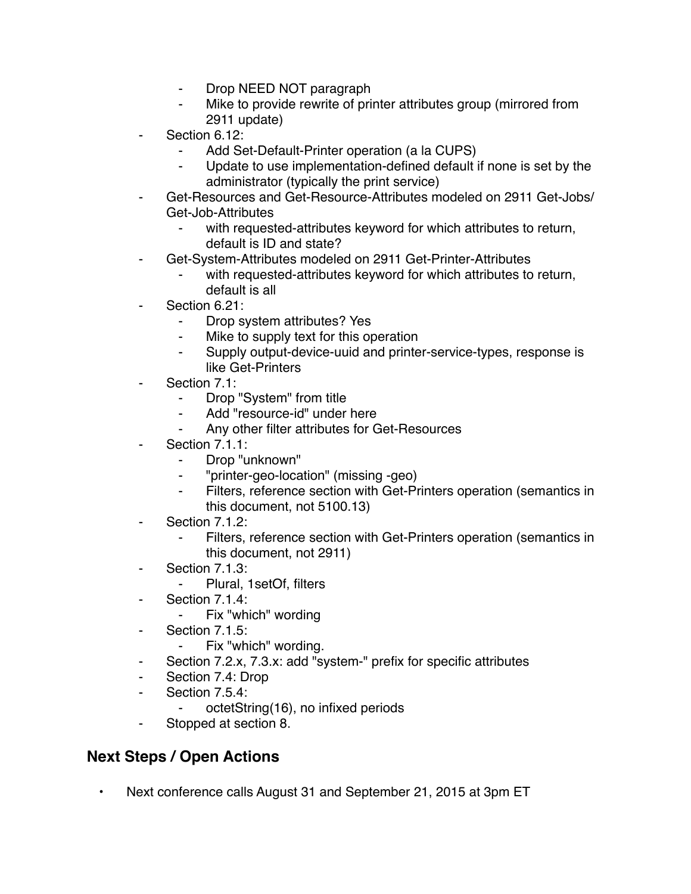- Drop NEED NOT paragraph
        - Mike to provide rewrite of printer attributes group (mirrored from 2911 update)
    - Section 6.12:
        - Add Set-Default-Printer operation (a la CUPS)
        - Update to use implementation-defined default if none is set by the administrator (typically the print service)
    - Get-Resources and Get-Resource-Attributes modeled on 2911 Get-Jobs/ Get-Job-Attributes
        - with requested-attributes keyword for which attributes to return, default is ID and state?
    - Get-System-Attributes modeled on 2911 Get-Printer-Attributes
        - with requested-attributes keyword for which attributes to return, default is all
    - Section 6.21:
        - Drop system attributes? Yes
        - Mike to supply text for this operation
        - Supply output-device-uuid and printer-service-types, response is like Get-Printers
    - Section 7.1:
        - Drop "System" from title
        - Add "resource-id" under here
        - Any other filter attributes for Get-Resources
    - Section 7.1.1:
        - Drop "unknown"
        - "printer-geo-location" (missing -geo)
        - Filters, reference section with Get-Printers operation (semantics in this document, not 5100.13)
    - Section 7.1.2:
        - Filters, reference section with Get-Printers operation (semantics in this document, not 2911)
    - Section 7.1.3:
        - Plural, 1setOf, filters
    - Section 7.1.4:
        - Fix "which" wording
    - Section 7.1.5:
        - Fix "which" wording.
    - Section 7.2.x, 7.3.x: add "system-" prefix for specific attributes
    - Section 7.4: Drop
    - Section 7.5.4:
        - octetString(16), no infixed periods
    - Stopped at section 8.

## Next Steps / Open Actions

- Next conference calls August 31 and September 21, 2015 at 3pm ET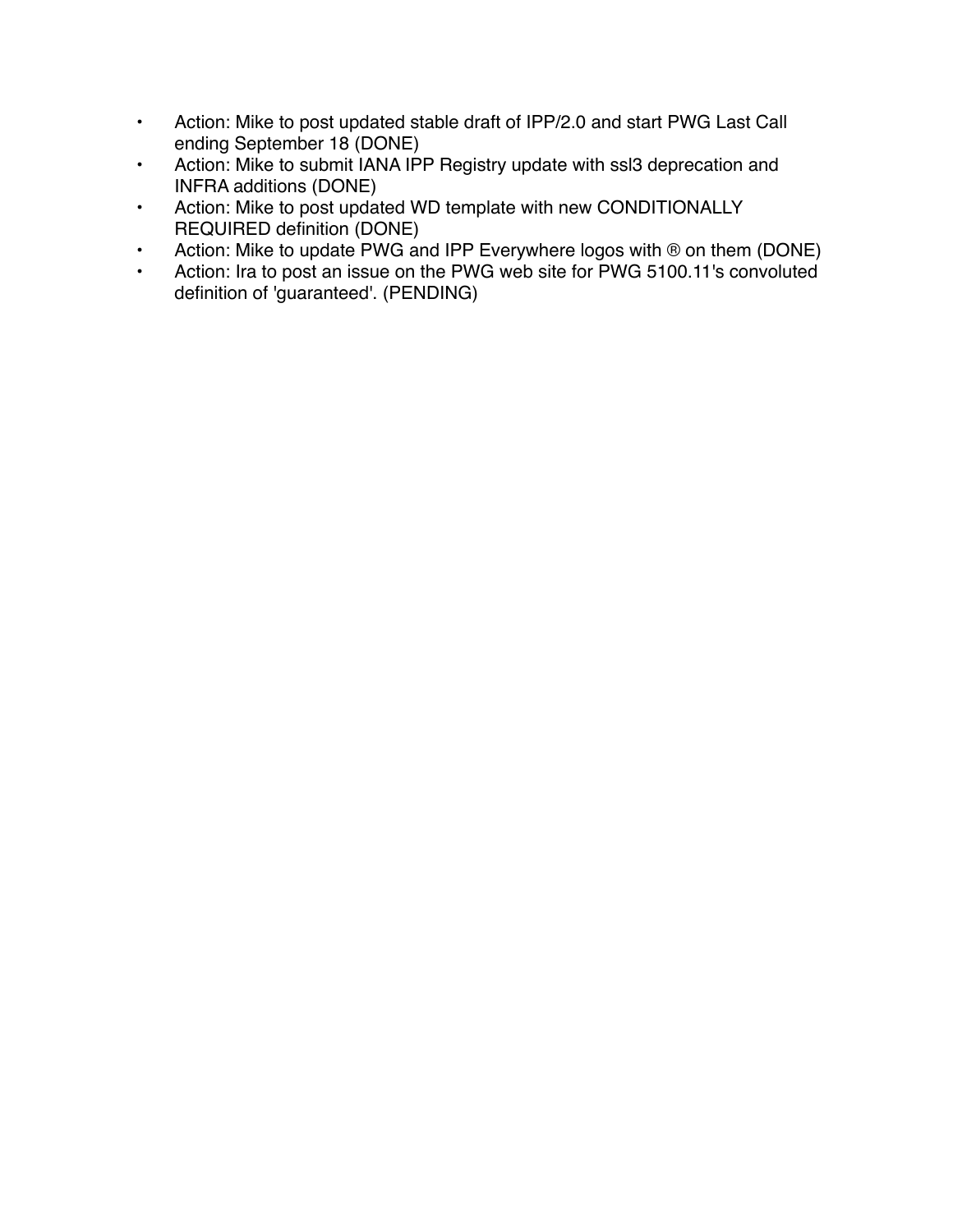- Action: Mike to post updated stable draft of IPP/2.0 and start PWG Last Call ending September 18 (DONE)
- Action: Mike to submit IANA IPP Registry update with ssl3 deprecation and INFRA additions (DONE)
- Action: Mike to post updated WD template with new CONDITIONALLY REQUIRED definition (DONE)
- Action: Mike to update PWG and IPP Everywhere logos with ® on them (DONE)
- Action: Ira to post an issue on the PWG web site for PWG 5100.11's convoluted definition of 'guaranteed'. (PENDING)